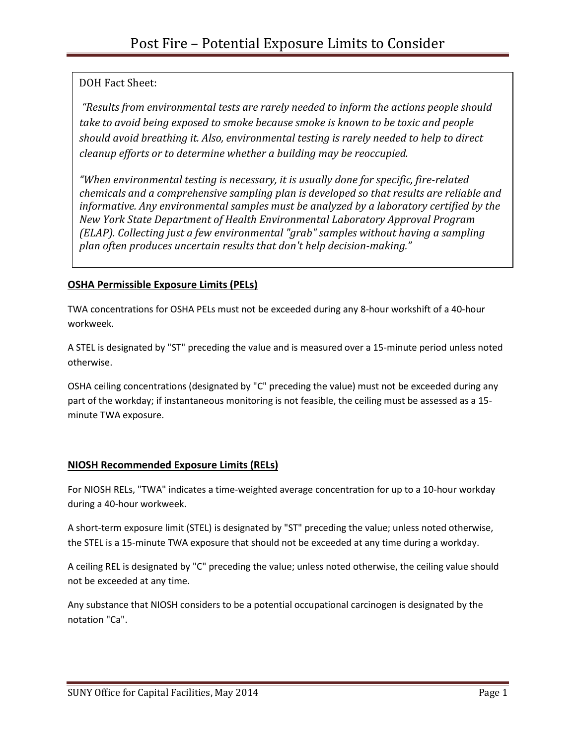# Post Fire – Potential Exposure Limits to Consider

DOH Fact Sheet:

*"Results from environmental tests are rarely needed to inform the actions people should take to avoid being exposed to smoke because smoke is known to be toxic and people should avoid breathing it. Also, environmental testing is rarely needed to help to direct cleanup efforts or to determine whether a building may be reoccupied.*

*"When environmental testing is necessary, it is usually done for specific, fire-related chemicals and a comprehensive sampling plan is developed so that results are reliable and informative. Any environmental samples must be analyzed by a laboratory certified by the New York State Department of Health Environmental Laboratory Approval Program (ELAP). Collecting just a few environmental "grab" samples without having a sampling plan often produces uncertain results that don't help decision-making."*

## OSHA Permissible Exposure Limits (PELs)

TWA concentrations for OSHA PELs must not be exceeded during any 8-hour workshift of a 40-hour workweek.

A STEL is designated by "ST" preceding the value and is measured over a 15-minute period unless noted otherwise.

OSHA ceiling concentrations (designated by "C" preceding the value) must not be exceeded during any part of the workday; if instantaneous monitoring is not feasible, the ceiling must be assessed as a 15-minute TWA exposure.

## NIOSH Recommended Exposure Limits (RELs)

For NIOSH RELs, "TWA" indicates a time-weighted average concentration for up to a 10-hour workday during a 40-hour workweek.

A short-term exposure limit (STEL) is designated by "ST" preceding the value; unless noted otherwise, the STEL is a 15-minute TWA exposure that should not be exceeded at any time during a workday.

A ceiling REL is designated by "C" preceding the value; unless noted otherwise, the ceiling value should not be exceeded at any time.

Any substance that NIOSH considers to be a potential occupational carcinogen is designated by the notation "Ca".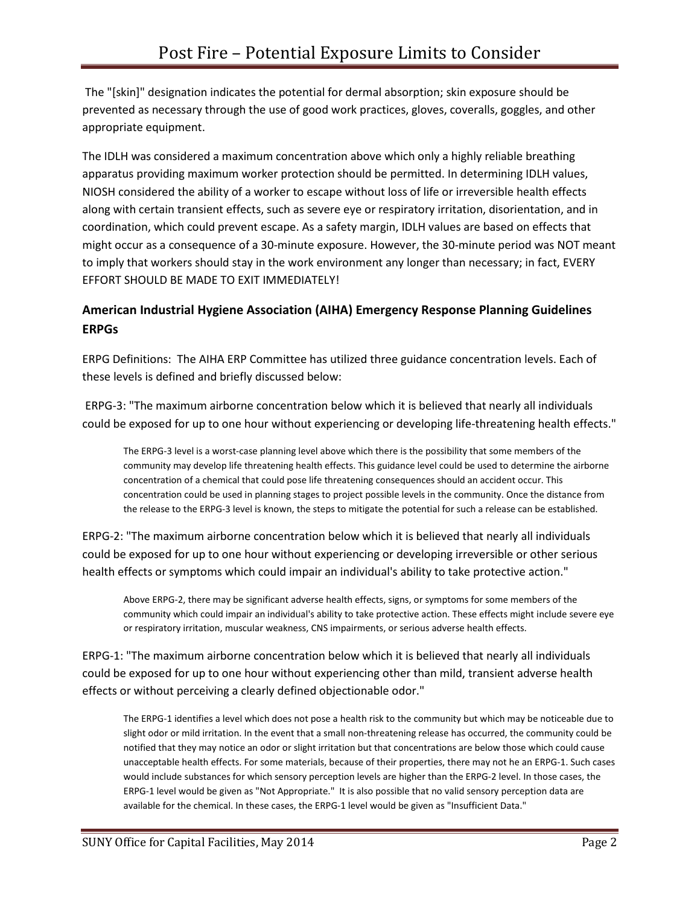The "[skin]" designation indicates the potential for dermal absorption; skin exposure should be prevented as necessary through the use of good work practices, gloves, coveralls, goggles, and other appropriate equipment.

The IDLH was considered a maximum concentration above which only a highly reliable breathing apparatus providing maximum worker protection should be permitted. In determining IDLH values, NIOSH considered the ability of a worker to escape without loss of life or irreversible health effects along with certain transient effects, such as severe eye or respiratory irritation, disorientation, and in coordination, which could prevent escape. As a safety margin, IDLH values are based on effects that might occur as a consequence of a 30-minute exposure. However, the 30-minute period was NOT meant to imply that workers should stay in the work environment any longer than necessary; in fact, EVERY EFFORT SHOULD BE MADE TO EXIT IMMEDIATELY!

## American Industrial Hygiene Association (AIHA) Emergency Response Planning Guidelines ERPGs

ERPG Definitions: The AIHA ERP Committee has utilized three guidance concentration levels. Each of these levels is defined and briefly discussed below:

ERPG-3: "The maximum airborne concentration below which it is believed that nearly all individuals could be exposed for up to one hour without experiencing or developing life-threatening health effects."

> The ERPG-3 level is a worst-case planning level above which there is the possibility that some members of the community may develop life threatening health effects. This guidance level could be used to determine the airborne concentration of a chemical that could pose life threatening consequences should an accident occur. This concentration could be used in planning stages to project possible levels in the community. Once the distance from the release to the ERPG-3 level is known, the steps to mitigate the potential for such a release can be established.

ERPG-2: "The maximum airborne concentration below which it is believed that nearly all individuals could be exposed for up to one hour without experiencing or developing irreversible or other serious health effects or symptoms which could impair an individual's ability to take protective action."

> Above ERPG-2, there may be significant adverse health effects, signs, or symptoms for some members of the community which could impair an individual's ability to take protective action. These effects might include severe eye or respiratory irritation, muscular weakness, CNS impairments, or serious adverse health effects.

ERPG-1: "The maximum airborne concentration below which it is believed that nearly all individuals could be exposed for up to one hour without experiencing other than mild, transient adverse health effects or without perceiving a clearly defined objectionable odor."

> The ERPG-1 identifies a level which does not pose a health risk to the community but which may be noticeable due to slight odor or mild irritation. In the event that a small non-threatening release has occurred, the community could be notified that they may notice an odor or slight irritation but that concentrations are below those which could cause unacceptable health effects. For some materials, because of their properties, there may not he an ERPG-1. Such cases would include substances for which sensory perception levels are higher than the ERPG-2 level. In those cases, the ERPG-1 level would be given as "Not Appropriate." It is also possible that no valid sensory perception data are available for the chemical. In these cases, the ERPG-1 level would be given as "Insufficient Data."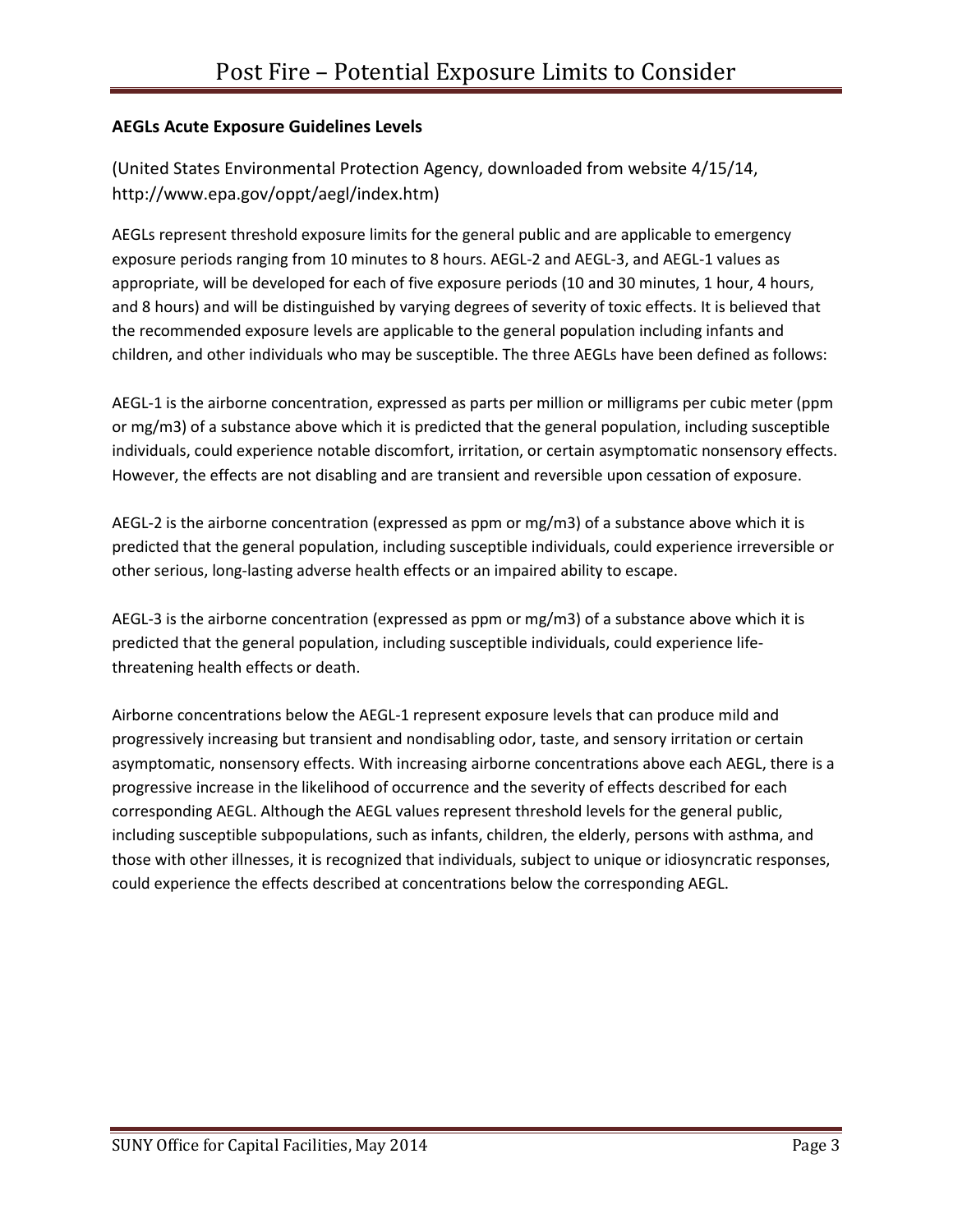**AEGLs Acute Exposure Guidelines Levels**

(United States Environmental Protection Agency, downloaded from website 4/15/14, http://www.epa.gov/oppt/aegl/index.htm)

AEGLs represent threshold exposure limits for the general public and are applicable to emergency exposure periods ranging from 10 minutes to 8 hours. AEGL-2 and AEGL-3, and AEGL-1 values as appropriate, will be developed for each of five exposure periods (10 and 30 minutes, 1 hour, 4 hours, and 8 hours) and will be distinguished by varying degrees of severity of toxic effects. It is believed that the recommended exposure levels are applicable to the general population including infants and children, and other individuals who may be susceptible. The three AEGLs have been defined as follows:

AEGL-1 is the airborne concentration, expressed as parts per million or milligrams per cubic meter (ppm or mg/m3) of a substance above which it is predicted that the general population, including susceptible individuals, could experience notable discomfort, irritation, or certain asymptomatic nonsensory effects. However, the effects are not disabling and are transient and reversible upon cessation of exposure.

AEGL-2 is the airborne concentration (expressed as ppm or mg/m3) of a substance above which it is predicted that the general population, including susceptible individuals, could experience irreversible or other serious, long-lasting adverse health effects or an impaired ability to escape.

AEGL-3 is the airborne concentration (expressed as ppm or mg/m3) of a substance above which it is predicted that the general population, including susceptible individuals, could experience life-threatening health effects or death.

Airborne concentrations below the AEGL-1 represent exposure levels that can produce mild and progressively increasing but transient and nondisabling odor, taste, and sensory irritation or certain asymptomatic, nonsensory effects. With increasing airborne concentrations above each AEGL, there is a progressive increase in the likelihood of occurrence and the severity of effects described for each corresponding AEGL. Although the AEGL values represent threshold levels for the general public, including susceptible subpopulations, such as infants, children, the elderly, persons with asthma, and those with other illnesses, it is recognized that individuals, subject to unique or idiosyncratic responses, could experience the effects described at concentrations below the corresponding AEGL.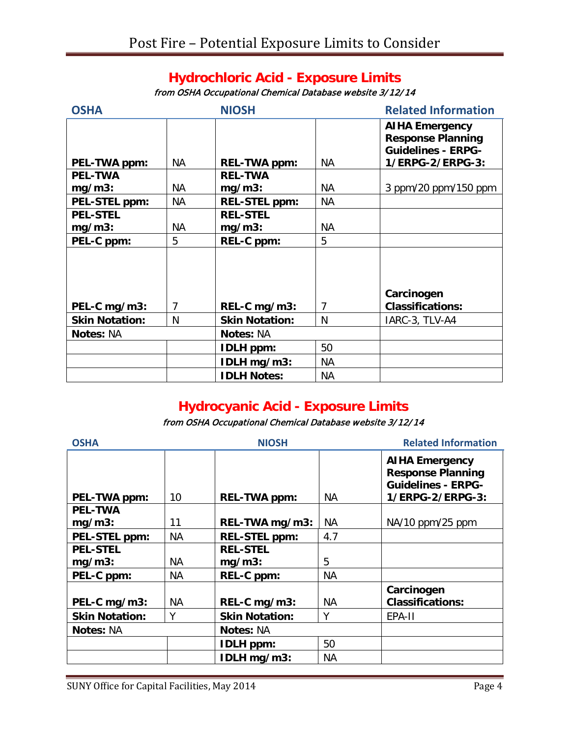## Hydrochloric Acid - Exposure Limits

*from OSHA Occupational Chemical Database website 3/12/14*

| OSHA | | NIOSH | | Related Information |
|---|---|---|---|---|
| **PEL-TWA ppm:** | NA | **REL-TWA ppm:** | NA | **AIHA Emergency Response Planning Guidelines - ERPG-1/ERPG-2/ERPG-3:** |
| **PEL-TWA mg/m3:** | NA | **REL-TWA mg/m3:** | NA | 3 ppm/20 ppm/150 ppm |
| **PEL-STEL ppm:** | NA | **REL-STEL ppm:** | NA | |
| **PEL-STEL mg/m3:** | NA | **REL-STEL mg/m3:** | NA | |
| **PEL-C ppm:** | 5 | **REL-C ppm:** | 5 | |
| **PEL-C mg/m3:** | 7 | **REL-C mg/m3:** | 7 | **Carcinogen Classifications:** |
| **Skin Notation:** | N | **Skin Notation:** | N | IARC-3, TLV-A4 |
| **Notes:** NA | | **Notes:** NA | | |
| | | **IDLH ppm:** | 50 | |
| | | **IDLH mg/m3:** | NA | |
| | | **IDLH Notes:** | NA | |

## Hydrocyanic Acid - Exposure Limits

*from OSHA Occupational Chemical Database website 3/12/14*

| OSHA | | NIOSH | | Related Information |
|---|---|---|---|---|
| **PEL-TWA ppm:** | 10 | **REL-TWA ppm:** | NA | **AIHA Emergency Response Planning Guidelines - ERPG-1/ERPG-2/ERPG-3:** |
| **PEL-TWA mg/m3:** | 11 | **REL-TWA mg/m3:** | NA | NA/10 ppm/25 ppm |
| **PEL-STEL ppm:** | NA | **REL-STEL ppm:** | 4.7 | |
| **PEL-STEL mg/m3:** | NA | **REL-STEL mg/m3:** | 5 | |
| **PEL-C ppm:** | NA | **REL-C ppm:** | NA | |
| **PEL-C mg/m3:** | NA | **REL-C mg/m3:** | NA | **Carcinogen Classifications:** |
| **Skin Notation:** | Y | **Skin Notation:** | Y | EPA-II |
| **Notes:** NA | | **Notes:** NA | | |
| | | **IDLH ppm:** | 50 | |
| | | **IDLH mg/m3:** | NA | |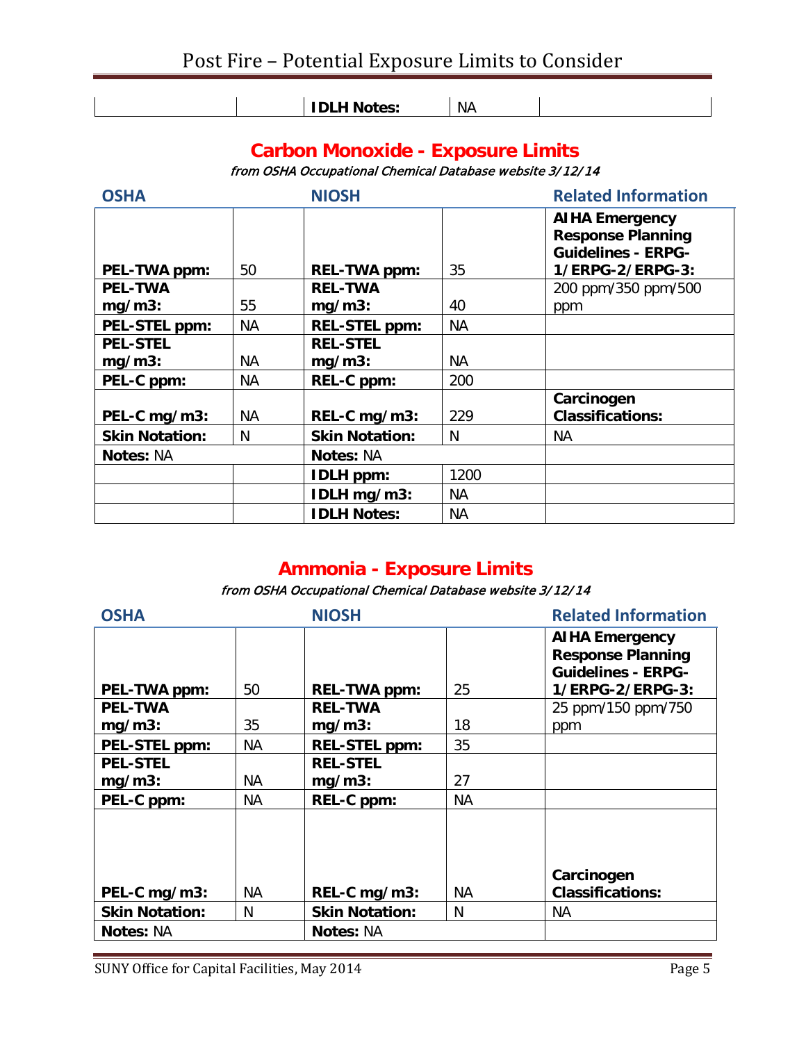| | | **IDLH Notes:** | NA | |
|---|---|---|---|---|

## Carbon Monoxide - Exposure Limits

*from OSHA Occupational Chemical Database website 3/12/14*

| OSHA | | NIOSH | | Related Information |
|---|---|---|---|---|
| **PEL-TWA ppm:** | 50 | **REL-TWA ppm:** | 35 | **AIHA Emergency Response Planning Guidelines - ERPG-1/ERPG-2/ERPG-3:** |
| **PEL-TWA mg/m3:** | 55 | **REL-TWA mg/m3:** | 40 | 200 ppm/350 ppm/500 ppm |
| **PEL-STEL ppm:** | NA | **REL-STEL ppm:** | NA | |
| **PEL-STEL mg/m3:** | NA | **REL-STEL mg/m3:** | NA | |
| **PEL-C ppm:** | NA | **REL-C ppm:** | 200 | |
| **PEL-C mg/m3:** | NA | **REL-C mg/m3:** | 229 | **Carcinogen Classifications:** |
| **Skin Notation:** | N | **Skin Notation:** | N | NA |
| **Notes:** NA | | **Notes:** NA | | |
| | | **IDLH ppm:** | 1200 | |
| | | **IDLH mg/m3:** | NA | |
| | | **IDLH Notes:** | NA | |

## Ammonia - Exposure Limits

*from OSHA Occupational Chemical Database website 3/12/14*

| OSHA | | NIOSH | | Related Information |
|---|---|---|---|---|
| **PEL-TWA ppm:** | 50 | **REL-TWA ppm:** | 25 | **AIHA Emergency Response Planning Guidelines - ERPG-1/ERPG-2/ERPG-3:** |
| **PEL-TWA mg/m3:** | 35 | **REL-TWA mg/m3:** | 18 | 25 ppm/150 ppm/750 ppm |
| **PEL-STEL ppm:** | NA | **REL-STEL ppm:** | 35 | |
| **PEL-STEL mg/m3:** | NA | **REL-STEL mg/m3:** | 27 | |
| **PEL-C ppm:** | NA | **REL-C ppm:** | NA | |
| **PEL-C mg/m3:** | NA | **REL-C mg/m3:** | NA | **Carcinogen Classifications:** |
| **Skin Notation:** | N | **Skin Notation:** | N | NA |
| **Notes:** NA | | **Notes:** NA | | |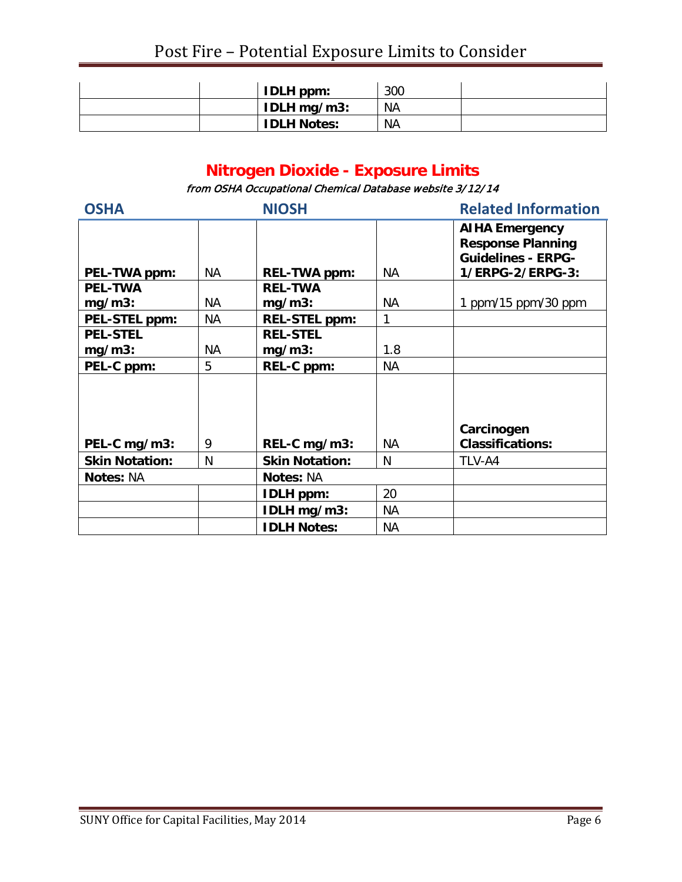| | | IDLH ppm: | 300 | |
|---|---|---|---|---|
| | | IDLH mg/m3: | NA | |
| | | IDLH Notes: | NA | |

## Nitrogen Dioxide - Exposure Limits

*from OSHA Occupational Chemical Database website 3/12/14*

| OSHA | | NIOSH | | Related Information |
|---|---|---|---|---|
| **PEL-TWA ppm:** | NA | **REL-TWA ppm:** | NA | **AIHA Emergency Response Planning Guidelines - ERPG-1/ERPG-2/ERPG-3:** |
| **PEL-TWA mg/m3:** | NA | **REL-TWA mg/m3:** | NA | 1 ppm/15 ppm/30 ppm |
| **PEL-STEL ppm:** | NA | **REL-STEL ppm:** | 1 | |
| **PEL-STEL mg/m3:** | NA | **REL-STEL mg/m3:** | 1.8 | |
| **PEL-C ppm:** | 5 | **REL-C ppm:** | NA | |
| **PEL-C mg/m3:** | 9 | **REL-C mg/m3:** | NA | **Carcinogen Classifications:** |
| **Skin Notation:** | N | **Skin Notation:** | N | TLV-A4 |
| **Notes:** NA | | **Notes:** NA | | |
| | | **IDLH ppm:** | 20 | |
| | | **IDLH mg/m3:** | NA | |
| | | **IDLH Notes:** | NA | |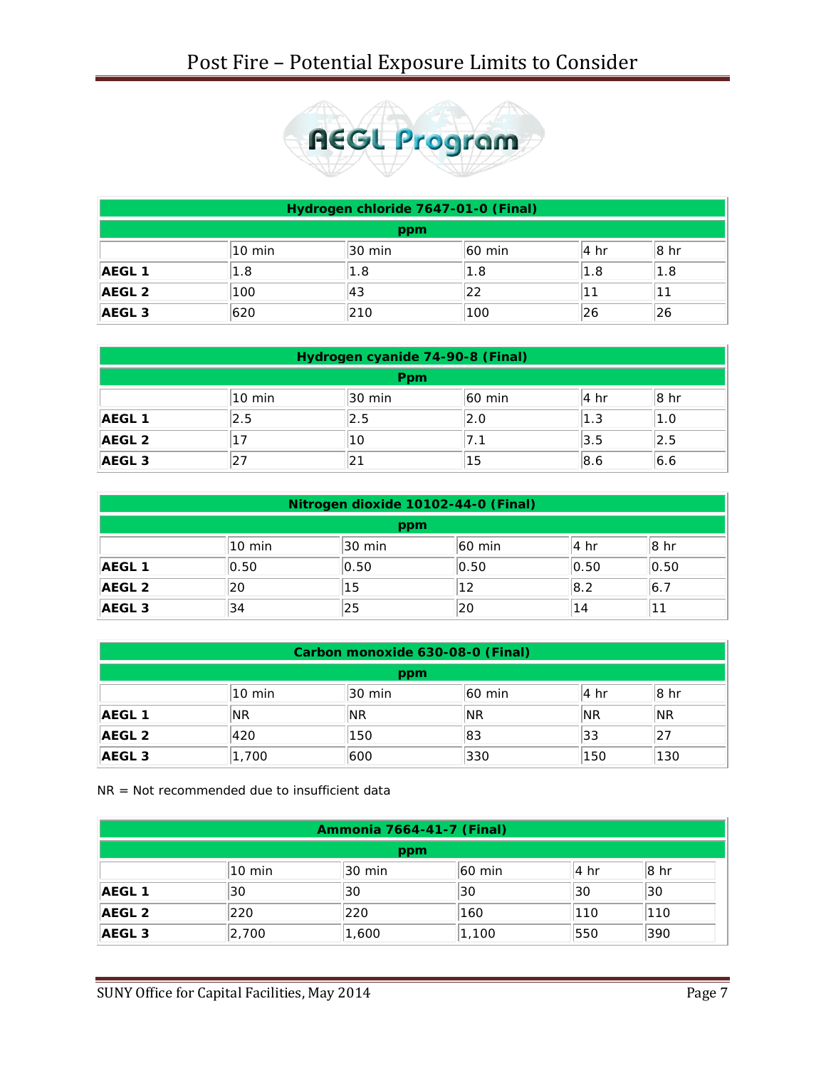# Post Fire – Potential Exposure Limits to Consider

AEGL Program

| Hydrogen chloride 7647-01-0 (Final) | | | | | |
|---|---|---|---|---|---|
| ppm | | | | | |
| | 10 min | 30 min | 60 min | 4 hr | 8 hr |
| **AEGL 1** | 1.8 | 1.8 | 1.8 | 1.8 | 1.8 |
| **AEGL 2** | 100 | 43 | 22 | 11 | 11 |
| **AEGL 3** | 620 | 210 | 100 | 26 | 26 |

| Hydrogen cyanide 74-90-8 (Final) | | | | | |
|---|---|---|---|---|---|
| Ppm | | | | | |
| | 10 min | 30 min | 60 min | 4 hr | 8 hr |
| **AEGL 1** | 2.5 | 2.5 | 2.0 | 1.3 | 1.0 |
| **AEGL 2** | 17 | 10 | 7.1 | 3.5 | 2.5 |
| **AEGL 3** | 27 | 21 | 15 | 8.6 | 6.6 |

| Nitrogen dioxide 10102-44-0 (Final) | | | | | |
|---|---|---|---|---|---|
| ppm | | | | | |
| | 10 min | 30 min | 60 min | 4 hr | 8 hr |
| **AEGL 1** | 0.50 | 0.50 | 0.50 | 0.50 | 0.50 |
| **AEGL 2** | 20 | 15 | 12 | 8.2 | 6.7 |
| **AEGL 3** | 34 | 25 | 20 | 14 | 11 |

| Carbon monoxide 630-08-0 (Final) | | | | | |
|---|---|---|---|---|---|
| ppm | | | | | |
| | 10 min | 30 min | 60 min | 4 hr | 8 hr |
| **AEGL 1** | NR | NR | NR | NR | NR |
| **AEGL 2** | 420 | 150 | 83 | 33 | 27 |
| **AEGL 3** | 1,700 | 600 | 330 | 150 | 130 |

NR = Not recommended due to insufficient data

| Ammonia 7664-41-7 (Final) | | | | | |
|---|---|---|---|---|---|
| ppm | | | | | |
| | 10 min | 30 min | 60 min | 4 hr | 8 hr |
| **AEGL 1** | 30 | 30 | 30 | 30 | 30 |
| **AEGL 2** | 220 | 220 | 160 | 110 | 110 |
| **AEGL 3** | 2,700 | 1,600 | 1,100 | 550 | 390 |

SUNY Office for Capital Facilities, May 2014